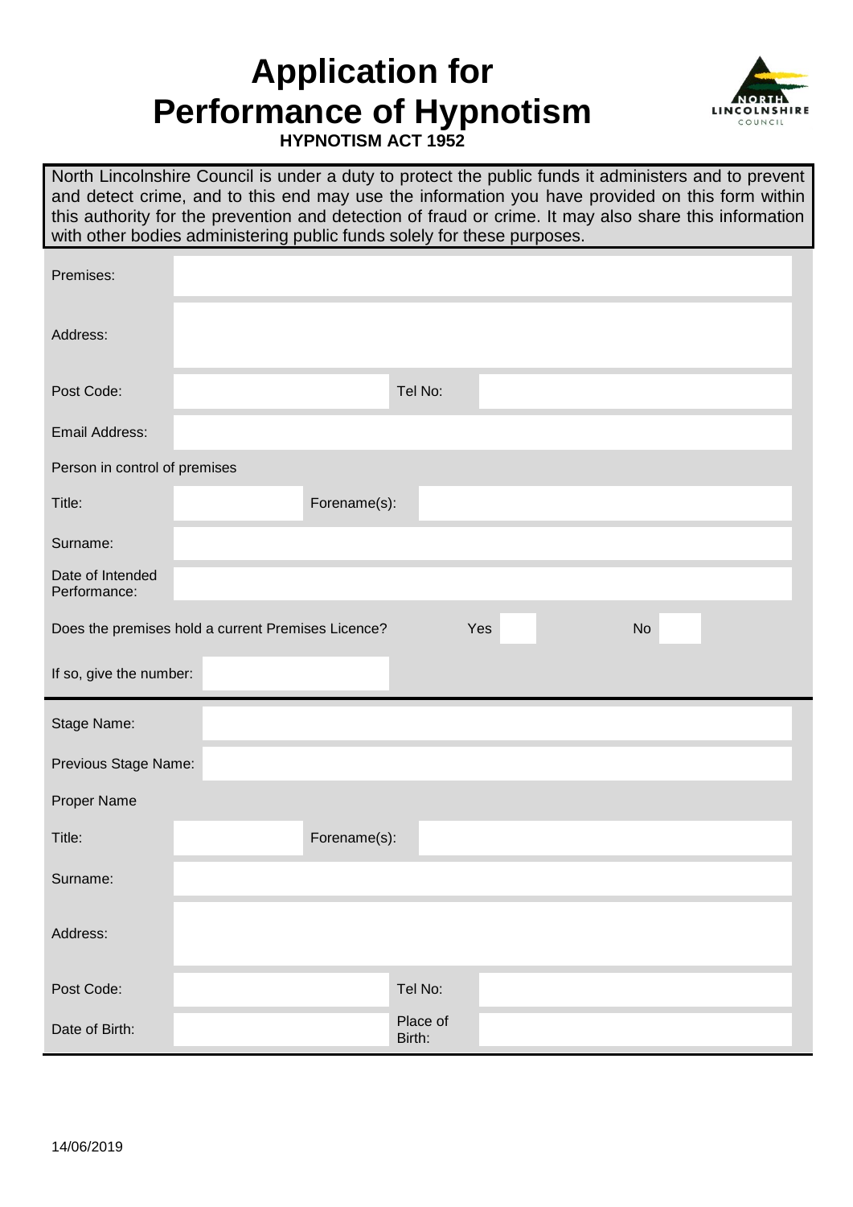# Application for Performance of Hypnotism

**HYPNOTISM ACT 1952**

North Lincolnshire Council is under a duty to protect the public funds it administers and to prevent and detect crime, and to this end may use the information you have provided on this form within this authority for the prevention and detection of fraud or crime. It may also share this information with other bodies administering public funds solely for these purposes.

| | | | |
|---|---|---|---|
| Premises: | | | |
| Address: | | | |
| Post Code: | | Tel No: | |
| Email Address: | | | |
| Person in control of premises | | | |
| Title: | | Forename(s): | |
| Surname: | | | |
| Date of Intended Performance: | | | |

Does the premises hold a current Premises Licence? Yes ☐ No ☐

If so, give the number:

| | | | |
|---|---|---|---|
| Stage Name: | | | |
| Previous Stage Name: | | | |
| Proper Name | | | |
| Title: | | Forename(s): | |
| Surname: | | | |
| Address: | | | |
| Post Code: | | Tel No: | |
| Date of Birth: | | Place of Birth: | |

14/06/2019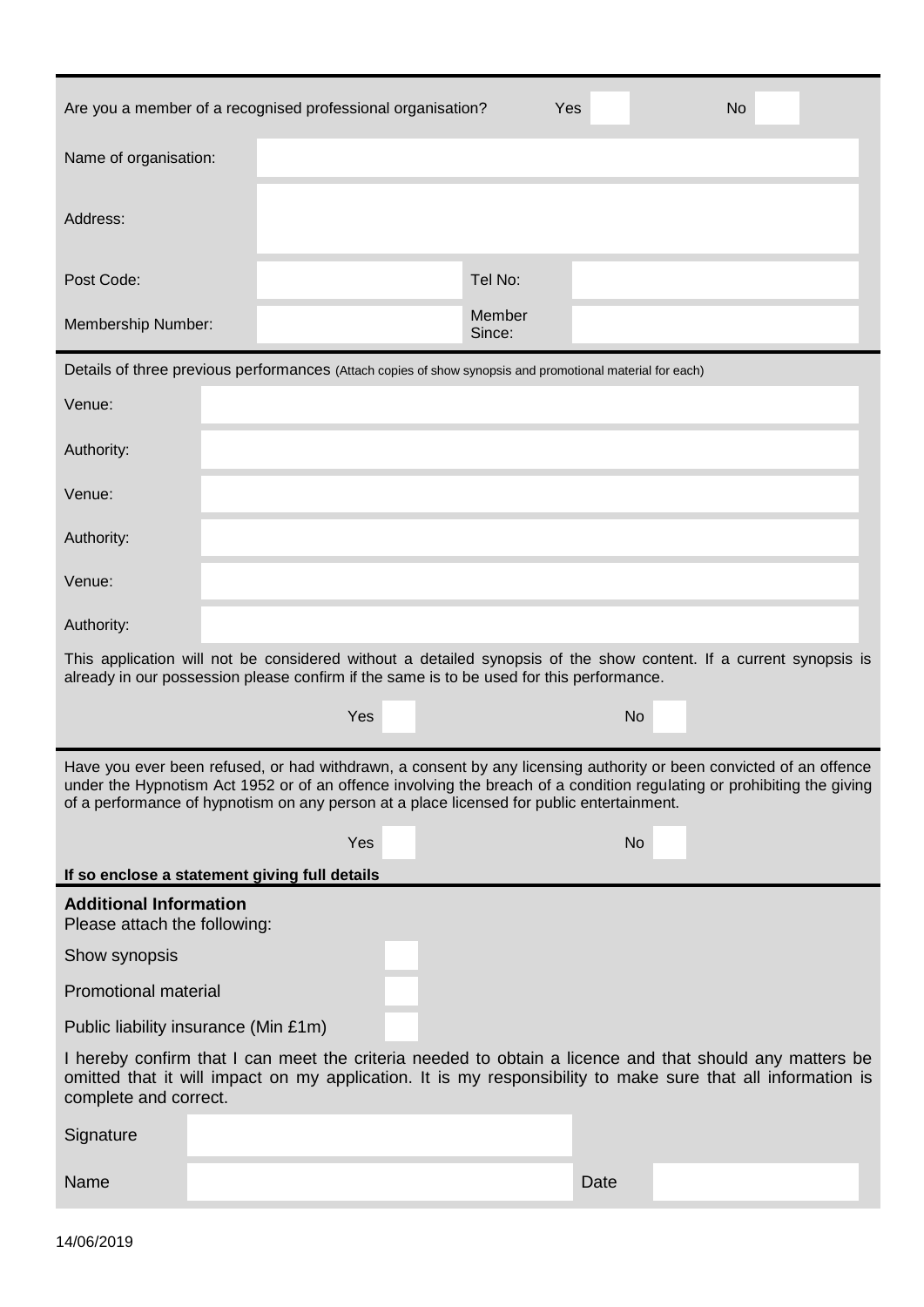| Are you a member of a recognised professional organisation? | | Yes | | No | |
|---|---|---|---|---|---|

| | | | |
|---|---|---|---|
| Name of organisation: | | | |
| Address: | | | |
| Post Code: | | Tel No: | |
| Membership Number: | | Member Since: | |

Details of three previous performances (Attach copies of show synopsis and promotional material for each)

| | |
|---|---|
| Venue: | |
| Authority: | |
| Venue: | |
| Authority: | |
| Venue: | |
| Authority: | |

This application will not be considered without a detailed synopsis of the show content. If a current synopsis is already in our possession please confirm if the same is to be used for this performance.

Yes ☐ No ☐

Have you ever been refused, or had withdrawn, a consent by any licensing authority or been convicted of an offence under the Hypnotism Act 1952 or of an offence involving the breach of a condition regulating or prohibiting the giving of a performance of hypnotism on any person at a place licensed for public entertainment.

Yes ☐ No ☐

**If so enclose a statement giving full details**

**Additional Information**

Please attach the following:

| | |
|---|---|
| Show synopsis | ☐ |
| Promotional material | ☐ |
| Public liability insurance (Min £1m) | ☐ |

I hereby confirm that I can meet the criteria needed to obtain a licence and that should any matters be omitted that it will impact on my application. It is my responsibility to make sure that all information is complete and correct.

| | | | |
|---|---|---|---|
| Signature | | | |
| Name | | Date | |

14/06/2019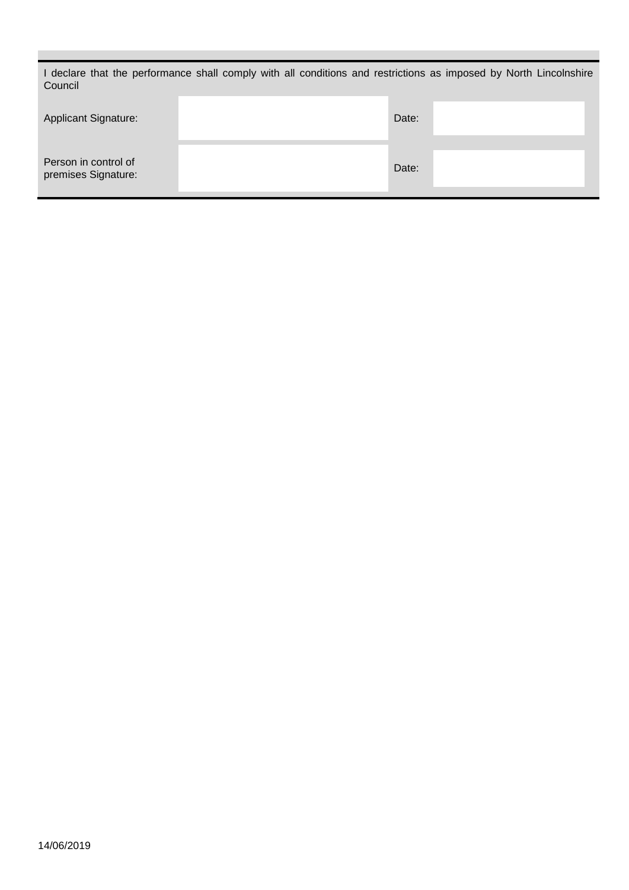I declare that the performance shall comply with all conditions and restrictions as imposed by North Lincolnshire Council

| | | | |
|---|---|---|---|
| Applicant Signature: | | Date: | |
| Person in control of premises Signature: | | Date: | |

14/06/2019